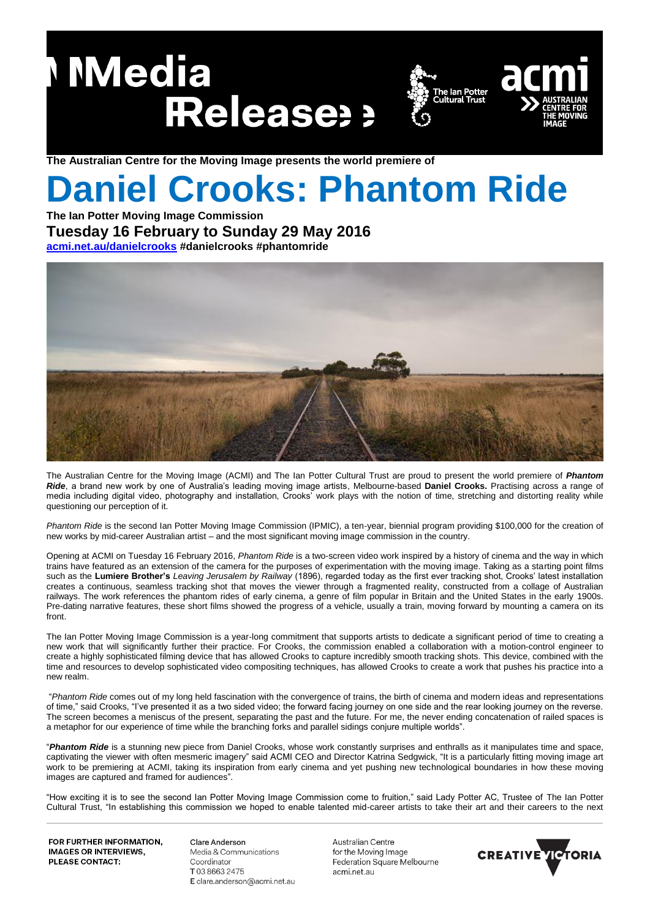# Media Release

**The Australian Centre for the Moving Image presents the world premiere of**

# Daniel Crooks: Phantom Ride

**The Ian Potter Moving Image Commission**

## Tuesday 16 February to Sunday 29 May 2016

**acmi.net.au/danielcrooks #danielcrooks #phantomride**

The Australian Centre for the Moving Image (ACMI) and The Ian Potter Cultural Trust are proud to present the world premiere of ***Phantom Ride***, a brand new work by one of Australia's leading moving image artists, Melbourne-based **Daniel Crooks.** Practising across a range of media including digital video, photography and installation, Crooks' work plays with the notion of time, stretching and distorting reality while questioning our perception of it.

*Phantom Ride* is the second Ian Potter Moving Image Commission (IPMIC), a ten-year, biennial program providing $100,000 for the creation of new works by mid-career Australian artist – and the most significant moving image commission in the country.

Opening at ACMI on Tuesday 16 February 2016, *Phantom Ride* is a two-screen video work inspired by a history of cinema and the way in which trains have featured as an extension of the camera for the purposes of experimentation with the moving image. Taking as a starting point films such as the **Lumiere Brother's** *Leaving Jerusalem by Railway* (1896), regarded today as the first ever tracking shot, Crooks' latest installation creates a continuous, seamless tracking shot that moves the viewer through a fragmented reality, constructed from a collage of Australian railways. The work references the phantom rides of early cinema, a genre of film popular in Britain and the United States in the early 1900s. Pre-dating narrative features, these short films showed the progress of a vehicle, usually a train, moving forward by mounting a camera on its front.

The Ian Potter Moving Image Commission is a year-long commitment that supports artists to dedicate a significant period of time to creating a new work that will significantly further their practice. For Crooks, the commission enabled a collaboration with a motion-control engineer to create a highly sophisticated filming device that has allowed Crooks to capture incredibly smooth tracking shots. This device, combined with the time and resources to develop sophisticated video compositing techniques, has allowed Crooks to create a work that pushes his practice into a new realm.

"*Phantom Ride* comes out of my long held fascination with the convergence of trains, the birth of cinema and modern ideas and representations of time," said Crooks, "I've presented it as a two sided video; the forward facing journey on one side and the rear looking journey on the reverse. The screen becomes a meniscus of the present, separating the past and the future. For me, the never ending concatenation of railed spaces is a metaphor for our experience of time while the branching forks and parallel sidings conjure multiple worlds".

"***Phantom Ride*** is a stunning new piece from Daniel Crooks, whose work constantly surprises and enthralls as it manipulates time and space, captivating the viewer with often mesmeric imagery" said ACMI CEO and Director Katrina Sedgwick, "It is a particularly fitting moving image art work to be premiering at ACMI, taking its inspiration from early cinema and yet pushing new technological boundaries in how these moving images are captured and framed for audiences".

"How exciting it is to see the second Ian Potter Moving Image Commission come to fruition," said Lady Potter AC, Trustee of The Ian Potter Cultural Trust, "In establishing this commission we hoped to enable talented mid-career artists to take their art and their careers to the next

**FOR FURTHER INFORMATION, IMAGES OR INTERVIEWS, PLEASE CONTACT:**

Clare Anderson
Media & Communications Coordinator
T 03 8663 2475
E clare.anderson@acmi.net.au

Australian Centre for the Moving Image
Federation Square Melbourne
acmi.net.au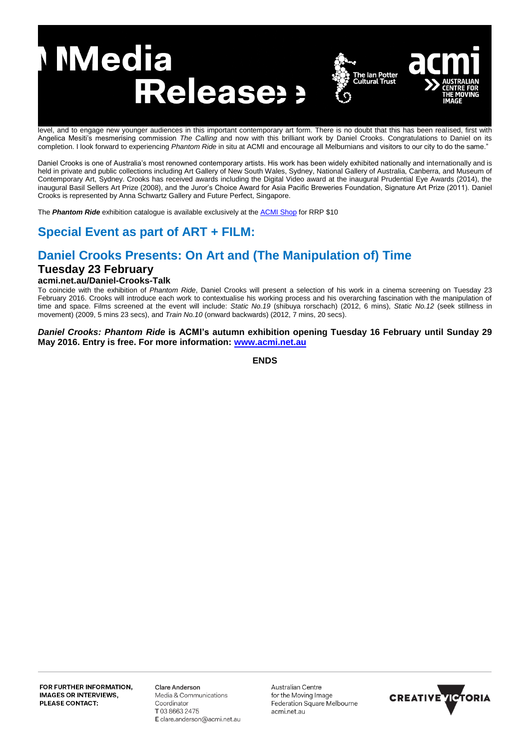level, and to engage new younger audiences in this important contemporary art form. There is no doubt that this has been realised, first with Angelica Mesiti's mesmerising commission *The Calling* and now with this brilliant work by Daniel Crooks. Congratulations to Daniel on its completion. I look forward to experiencing *Phantom Ride* in situ at ACMI and encourage all Melburnians and visitors to our city to do the same."

Daniel Crooks is one of Australia's most renowned contemporary artists. His work has been widely exhibited nationally and internationally and is held in private and public collections including Art Gallery of New South Wales, Sydney, National Gallery of Australia, Canberra, and Museum of Contemporary Art, Sydney. Crooks has received awards including the Digital Video award at the inaugural Prudential Eye Awards (2014), the inaugural Basil Sellers Art Prize (2008), and the Juror's Choice Award for Asia Pacific Breweries Foundation, Signature Art Prize (2011). Daniel Crooks is represented by Anna Schwartz Gallery and Future Perfect, Singapore.

The ***Phantom Ride*** exhibition catalogue is available exclusively at the [ACMI Shop](ACMI Shop) for RRP $10

## Special Event as part of ART + FILM:

## Daniel Crooks Presents: On Art and (The Manipulation of) Time

### Tuesday 23 February

**acmi.net.au/Daniel-Crooks-Talk**

To coincide with the exhibition of *Phantom Ride*, Daniel Crooks will present a selection of his work in a cinema screening on Tuesday 23 February 2016. Crooks will introduce each work to contextualise his working process and his overarching fascination with the manipulation of time and space. Films screened at the event will include: *Static No.19* (shibuya rorschach) (2012, 6 mins), *Static No.12* (seek stillness in movement) (2009, 5 mins 23 secs), and *Train No.10* (onward backwards) (2012, 7 mins, 20 secs).

***Daniel Crooks: Phantom Ride* is ACMI's autumn exhibition opening Tuesday 16 February until Sunday 29 May 2016. Entry is free. For more information: [www.acmi.net.au](www.acmi.net.au)**

**ENDS**

**FOR FURTHER INFORMATION, IMAGES OR INTERVIEWS, PLEASE CONTACT:**

Clare Anderson
Media & Communications Coordinator
T 03 8663 2475
E clare.anderson@acmi.net.au

Australian Centre for the Moving Image
Federation Square Melbourne
acmi.net.au